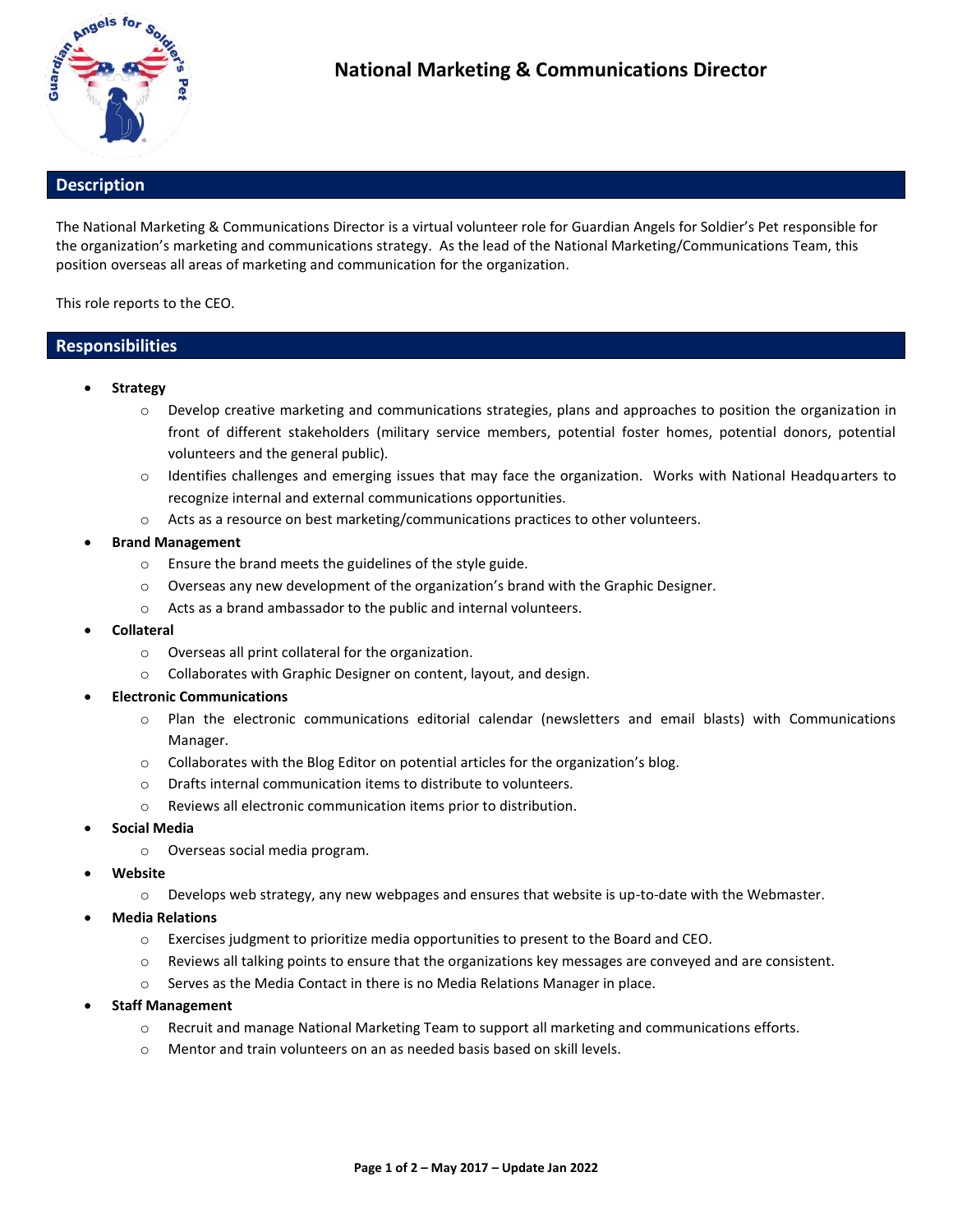# National Marketing & Communications Director

## Description

The National Marketing & Communications Director is a virtual volunteer role for Guardian Angels for Soldier's Pet responsible for the organization's marketing and communications strategy. As the lead of the National Marketing/Communications Team, this position overseas all areas of marketing and communication for the organization.

This role reports to the CEO.

## Responsibilities

- **Strategy**
  - Develop creative marketing and communications strategies, plans and approaches to position the organization in front of different stakeholders (military service members, potential foster homes, potential donors, potential volunteers and the general public).
  - Identifies challenges and emerging issues that may face the organization. Works with National Headquarters to recognize internal and external communications opportunities.
  - Acts as a resource on best marketing/communications practices to other volunteers.
- **Brand Management**
  - Ensure the brand meets the guidelines of the style guide.
  - Overseas any new development of the organization's brand with the Graphic Designer.
  - Acts as a brand ambassador to the public and internal volunteers.
- **Collateral**
  - Overseas all print collateral for the organization.
  - Collaborates with Graphic Designer on content, layout, and design.
- **Electronic Communications**
  - Plan the electronic communications editorial calendar (newsletters and email blasts) with Communications Manager.
  - Collaborates with the Blog Editor on potential articles for the organization's blog.
  - Drafts internal communication items to distribute to volunteers.
  - Reviews all electronic communication items prior to distribution.
- **Social Media**
  - Overseas social media program.
- **Website**
  - Develops web strategy, any new webpages and ensures that website is up-to-date with the Webmaster.
- **Media Relations**
  - Exercises judgment to prioritize media opportunities to present to the Board and CEO.
  - Reviews all talking points to ensure that the organizations key messages are conveyed and are consistent.
  - Serves as the Media Contact in there is no Media Relations Manager in place.
- **Staff Management**
  - Recruit and manage National Marketing Team to support all marketing and communications efforts.
  - Mentor and train volunteers on an as needed basis based on skill levels.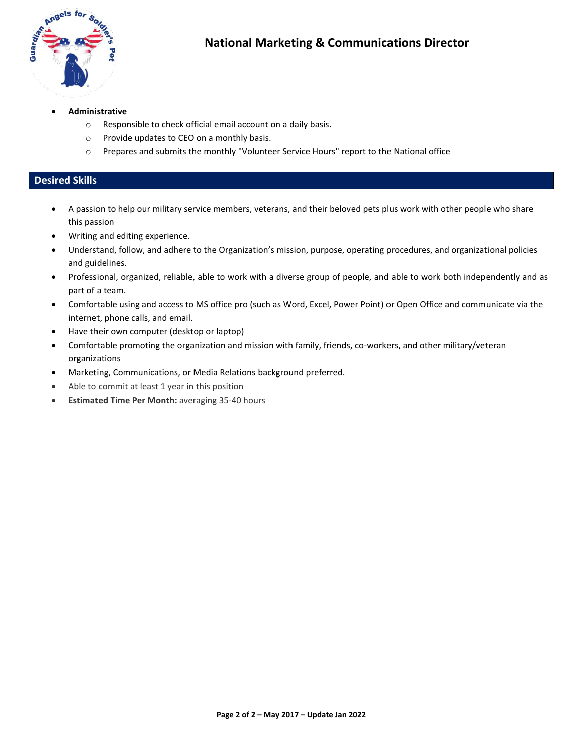- **Administrative**
  - Responsible to check official email account on a daily basis.
  - Provide updates to CEO on a monthly basis.
  - Prepares and submits the monthly "Volunteer Service Hours" report to the National office

## Desired Skills

- A passion to help our military service members, veterans, and their beloved pets plus work with other people who share this passion
- Writing and editing experience.
- Understand, follow, and adhere to the Organization's mission, purpose, operating procedures, and organizational policies and guidelines.
- Professional, organized, reliable, able to work with a diverse group of people, and able to work both independently and as part of a team.
- Comfortable using and access to MS office pro (such as Word, Excel, Power Point) or Open Office and communicate via the internet, phone calls, and email.
- Have their own computer (desktop or laptop)
- Comfortable promoting the organization and mission with family, friends, co-workers, and other military/veteran organizations
- Marketing, Communications, or Media Relations background preferred.
- Able to commit at least 1 year in this position
- **Estimated Time Per Month:** averaging 35-40 hours